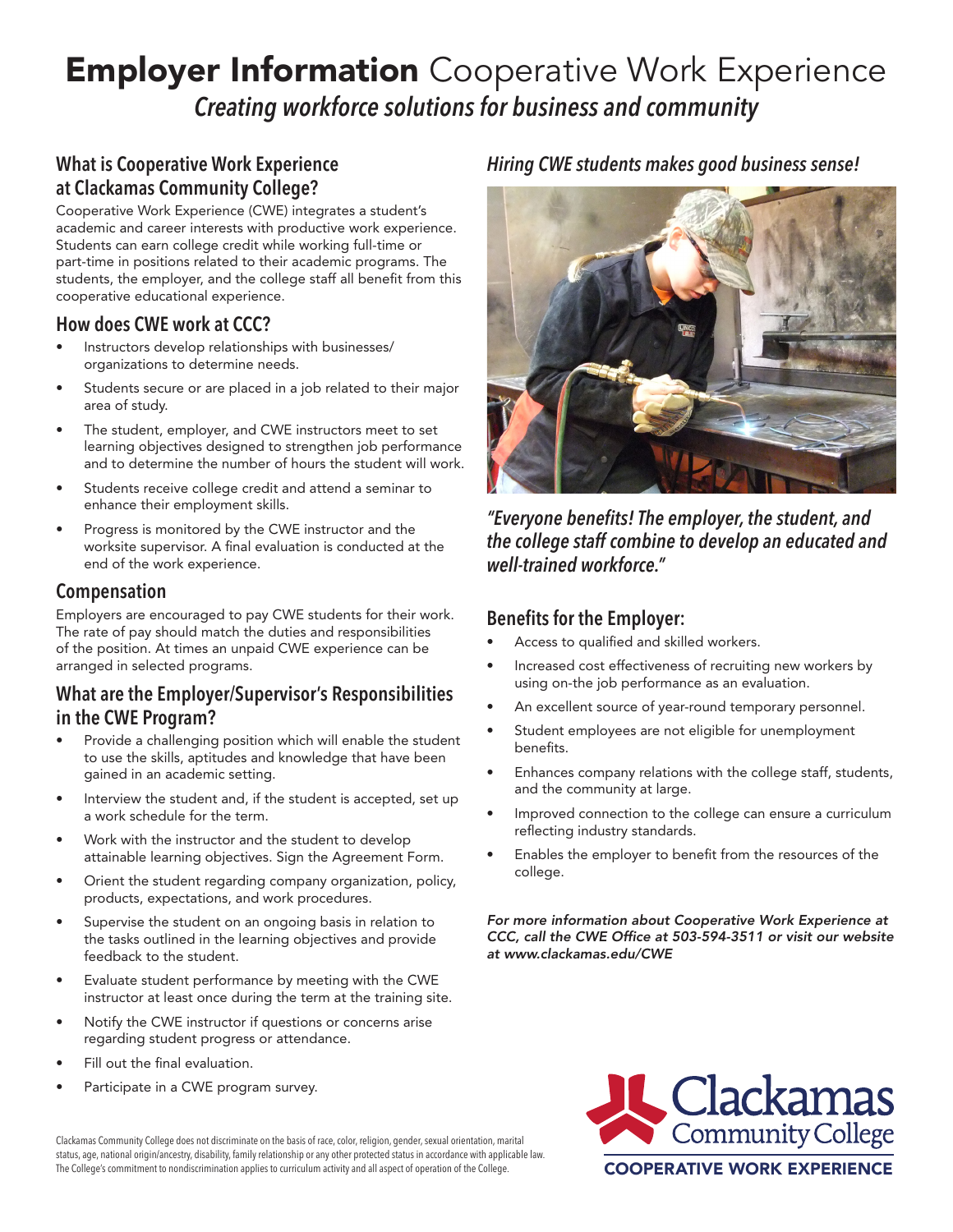# **Employer Information** Cooperative Work Experience

*Creating workforce solutions for business and community*

## What is Cooperative Work Experience at Clackamas Community College?

Cooperative Work Experience (CWE) integrates a student's academic and career interests with productive work experience. Students can earn college credit while working full-time or part-time in positions related to their academic programs. The students, the employer, and the college staff all benefit from this cooperative educational experience.

## How does CWE work at CCC?

- Instructors develop relationships with businesses/ organizations to determine needs.
- Students secure or are placed in a job related to their major area of study.
- The student, employer, and CWE instructors meet to set learning objectives designed to strengthen job performance and to determine the number of hours the student will work.
- Students receive college credit and attend a seminar to enhance their employment skills.
- Progress is monitored by the CWE instructor and the worksite supervisor. A final evaluation is conducted at the end of the work experience.

## Compensation

Employers are encouraged to pay CWE students for their work. The rate of pay should match the duties and responsibilities of the position. At times an unpaid CWE experience can be arranged in selected programs.

## What are the Employer/Supervisor's Responsibilities in the CWE Program?

- Provide a challenging position which will enable the student to use the skills, aptitudes and knowledge that have been gained in an academic setting.
- Interview the student and, if the student is accepted, set up a work schedule for the term.
- Work with the instructor and the student to develop attainable learning objectives. Sign the Agreement Form.
- Orient the student regarding company organization, policy, products, expectations, and work procedures.
- Supervise the student on an ongoing basis in relation to the tasks outlined in the learning objectives and provide feedback to the student.
- Evaluate student performance by meeting with the CWE instructor at least once during the term at the training site.
- Notify the CWE instructor if questions or concerns arise regarding student progress or attendance.
- Fill out the final evaluation.
- Participate in a CWE program survey.

## *Hiring CWE students makes good business sense!*

*"Everyone benefits! The employer, the student, and the college staff combine to develop an educated and well-trained workforce."*

## Benefits for the Employer:

- Access to qualified and skilled workers.
- Increased cost effectiveness of recruiting new workers by using on-the job performance as an evaluation.
- An excellent source of year-round temporary personnel.
- Student employees are not eligible for unemployment benefits.
- Enhances company relations with the college staff, students, and the community at large.
- Improved connection to the college can ensure a curriculum reflecting industry standards.
- Enables the employer to benefit from the resources of the college.

***For more information about Cooperative Work Experience at CCC, call the CWE Office at 503-594-3511 or visit our website at www.clackamas.edu/CWE***

Clackamas Community College does not discriminate on the basis of race, color, religion, gender, sexual orientation, marital status, age, national origin/ancestry, disability, family relationship or any other protected status in accordance with applicable law. The College's commitment to nondiscrimination applies to curriculum activity and all aspect of operation of the College.

Clackamas Community College
COOPERATIVE WORK EXPERIENCE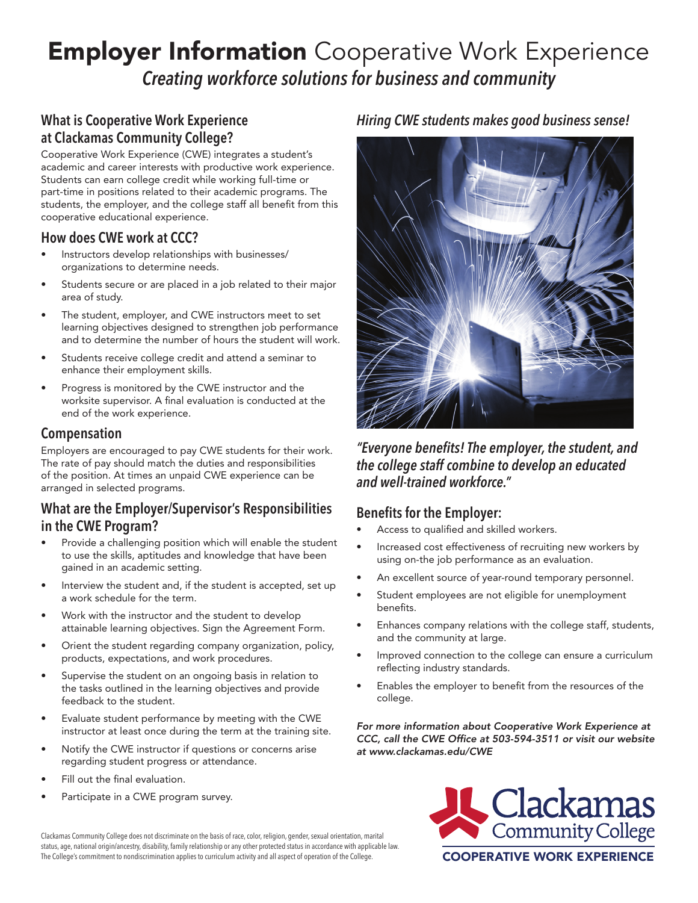# **Employer Information** Cooperative Work Experience

*Creating workforce solutions for business and community*

## What is Cooperative Work Experience at Clackamas Community College?

Cooperative Work Experience (CWE) integrates a student's academic and career interests with productive work experience. Students can earn college credit while working full-time or part-time in positions related to their academic programs. The students, the employer, and the college staff all benefit from this cooperative educational experience.

## How does CWE work at CCC?

- Instructors develop relationships with businesses/ organizations to determine needs.
- Students secure or are placed in a job related to their major area of study.
- The student, employer, and CWE instructors meet to set learning objectives designed to strengthen job performance and to determine the number of hours the student will work.
- Students receive college credit and attend a seminar to enhance their employment skills.
- Progress is monitored by the CWE instructor and the worksite supervisor. A final evaluation is conducted at the end of the work experience.

## Compensation

Employers are encouraged to pay CWE students for their work. The rate of pay should match the duties and responsibilities of the position. At times an unpaid CWE experience can be arranged in selected programs.

## What are the Employer/Supervisor's Responsibilities in the CWE Program?

- Provide a challenging position which will enable the student to use the skills, aptitudes and knowledge that have been gained in an academic setting.
- Interview the student and, if the student is accepted, set up a work schedule for the term.
- Work with the instructor and the student to develop attainable learning objectives. Sign the Agreement Form.
- Orient the student regarding company organization, policy, products, expectations, and work procedures.
- Supervise the student on an ongoing basis in relation to the tasks outlined in the learning objectives and provide feedback to the student.
- Evaluate student performance by meeting with the CWE instructor at least once during the term at the training site.
- Notify the CWE instructor if questions or concerns arise regarding student progress or attendance.
- Fill out the final evaluation.
- Participate in a CWE program survey.

## *Hiring CWE students makes good business sense!*

*"Everyone benefits! The employer, the student, and the college staff combine to develop an educated and well-trained workforce."*

## Benefits for the Employer:

- Access to qualified and skilled workers.
- Increased cost effectiveness of recruiting new workers by using on-the job performance as an evaluation.
- An excellent source of year-round temporary personnel.
- Student employees are not eligible for unemployment benefits.
- Enhances company relations with the college staff, students, and the community at large.
- Improved connection to the college can ensure a curriculum reflecting industry standards.
- Enables the employer to benefit from the resources of the college.

*For more information about Cooperative Work Experience at CCC, call the CWE Office at 503-594-3511 or visit our website at www.clackamas.edu/CWE*

Clackamas Community College

COOPERATIVE WORK EXPERIENCE

Clackamas Community College does not discriminate on the basis of race, color, religion, gender, sexual orientation, marital status, age, national origin/ancestry, disability, family relationship or any other protected status in accordance with applicable law. The College's commitment to nondiscrimination applies to curriculum activity and all aspect of operation of the College.